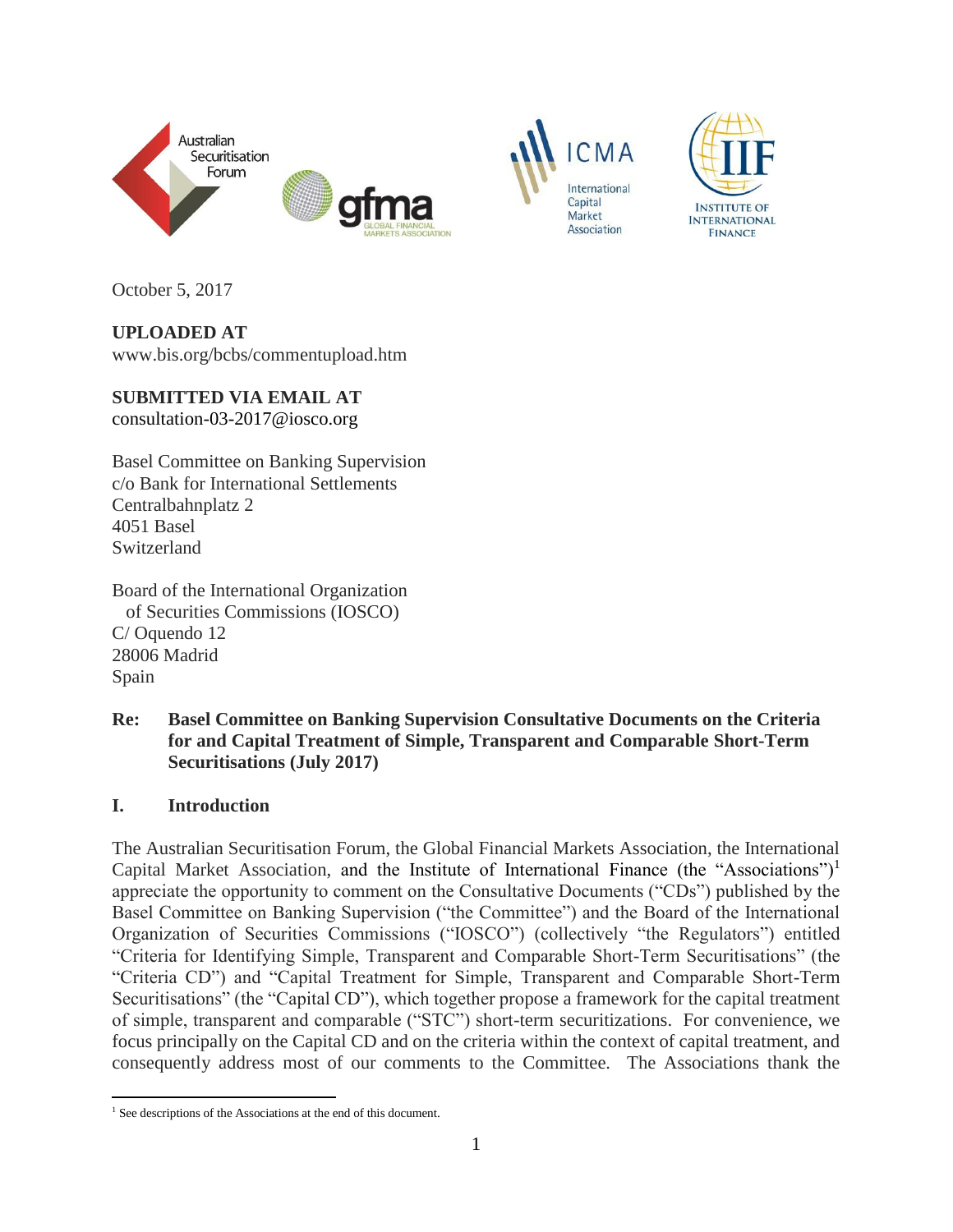October 5, 2017

**UPLOADED AT**
www.bis.org/bcbs/commentupload.htm

**SUBMITTED VIA EMAIL AT**
consultation-03-2017@iosco.org

Basel Committee on Banking Supervision
c/o Bank for International Settlements
Centralbahnplatz 2
4051 Basel
Switzerland

Board of the International Organization
of Securities Commissions (IOSCO)
C/ Oquendo 12
28006 Madrid
Spain

**Re: Basel Committee on Banking Supervision Consultative Documents on the Criteria for and Capital Treatment of Simple, Transparent and Comparable Short-Term Securitisations (July 2017)**

## I. Introduction

The Australian Securitisation Forum, the Global Financial Markets Association, the International Capital Market Association, and the Institute of International Finance (the "Associations")[1] appreciate the opportunity to comment on the Consultative Documents ("CDs") published by the Basel Committee on Banking Supervision ("the Committee") and the Board of the International Organization of Securities Commissions ("IOSCO") (collectively "the Regulators") entitled "Criteria for Identifying Simple, Transparent and Comparable Short-Term Securitisations" (the "Criteria CD") and "Capital Treatment for Simple, Transparent and Comparable Short-Term Securitisations" (the "Capital CD"), which together propose a framework for the capital treatment of simple, transparent and comparable ("STC") short-term securitizations. For convenience, we focus principally on the Capital CD and on the criteria within the context of capital treatment, and consequently address most of our comments to the Committee. The Associations thank the

[1] See descriptions of the Associations at the end of this document.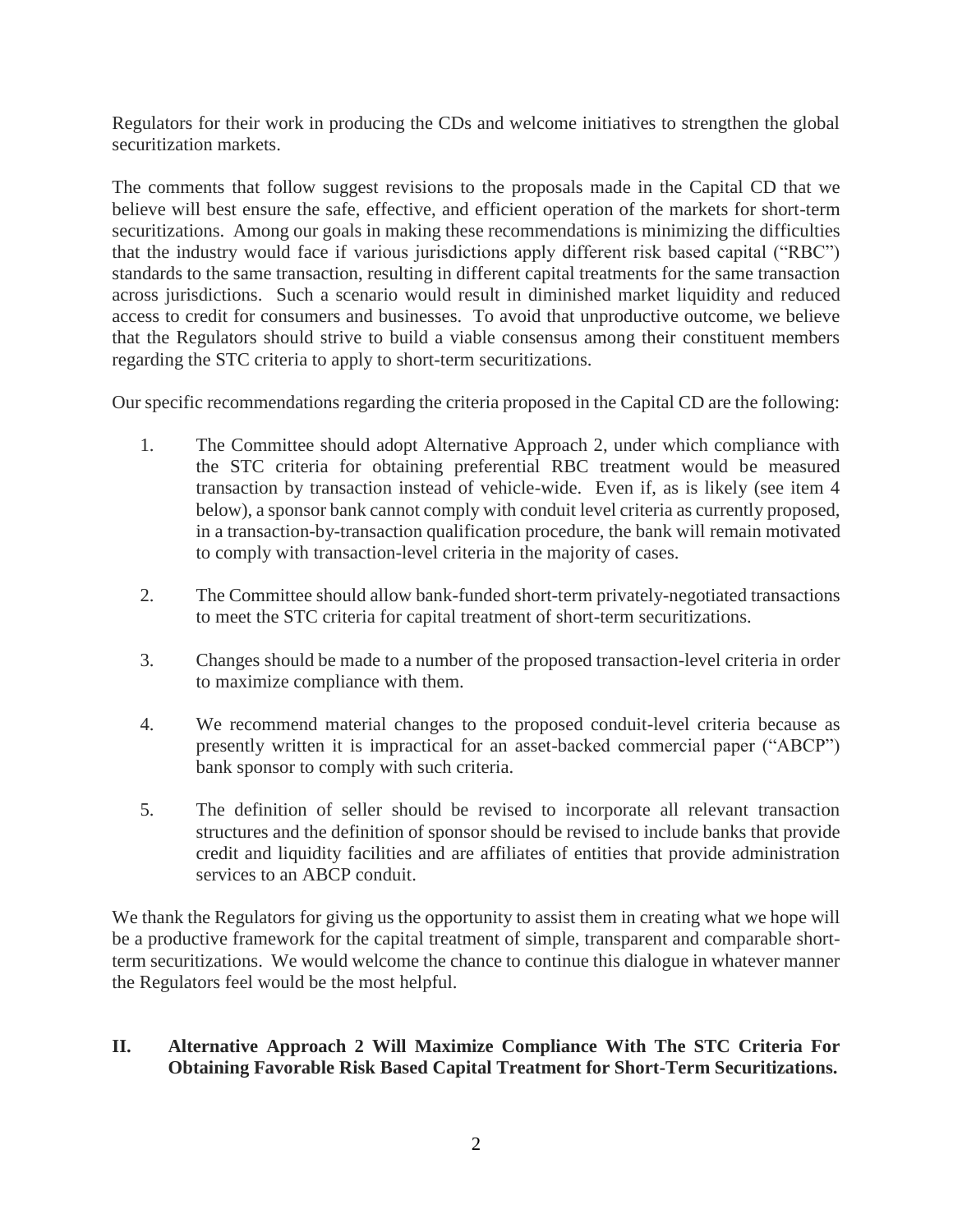Regulators for their work in producing the CDs and welcome initiatives to strengthen the global securitization markets.

The comments that follow suggest revisions to the proposals made in the Capital CD that we believe will best ensure the safe, effective, and efficient operation of the markets for short-term securitizations. Among our goals in making these recommendations is minimizing the difficulties that the industry would face if various jurisdictions apply different risk based capital ("RBC") standards to the same transaction, resulting in different capital treatments for the same transaction across jurisdictions. Such a scenario would result in diminished market liquidity and reduced access to credit for consumers and businesses. To avoid that unproductive outcome, we believe that the Regulators should strive to build a viable consensus among their constituent members regarding the STC criteria to apply to short-term securitizations.

Our specific recommendations regarding the criteria proposed in the Capital CD are the following:

1. The Committee should adopt Alternative Approach 2, under which compliance with the STC criteria for obtaining preferential RBC treatment would be measured transaction by transaction instead of vehicle-wide. Even if, as is likely (see item 4 below), a sponsor bank cannot comply with conduit level criteria as currently proposed, in a transaction-by-transaction qualification procedure, the bank will remain motivated to comply with transaction-level criteria in the majority of cases.

2. The Committee should allow bank-funded short-term privately-negotiated transactions to meet the STC criteria for capital treatment of short-term securitizations.

3. Changes should be made to a number of the proposed transaction-level criteria in order to maximize compliance with them.

4. We recommend material changes to the proposed conduit-level criteria because as presently written it is impractical for an asset-backed commercial paper ("ABCP") bank sponsor to comply with such criteria.

5. The definition of seller should be revised to incorporate all relevant transaction structures and the definition of sponsor should be revised to include banks that provide credit and liquidity facilities and are affiliates of entities that provide administration services to an ABCP conduit.

We thank the Regulators for giving us the opportunity to assist them in creating what we hope will be a productive framework for the capital treatment of simple, transparent and comparable short-term securitizations. We would welcome the chance to continue this dialogue in whatever manner the Regulators feel would be the most helpful.

## II. Alternative Approach 2 Will Maximize Compliance With The STC Criteria For Obtaining Favorable Risk Based Capital Treatment for Short-Term Securitizations.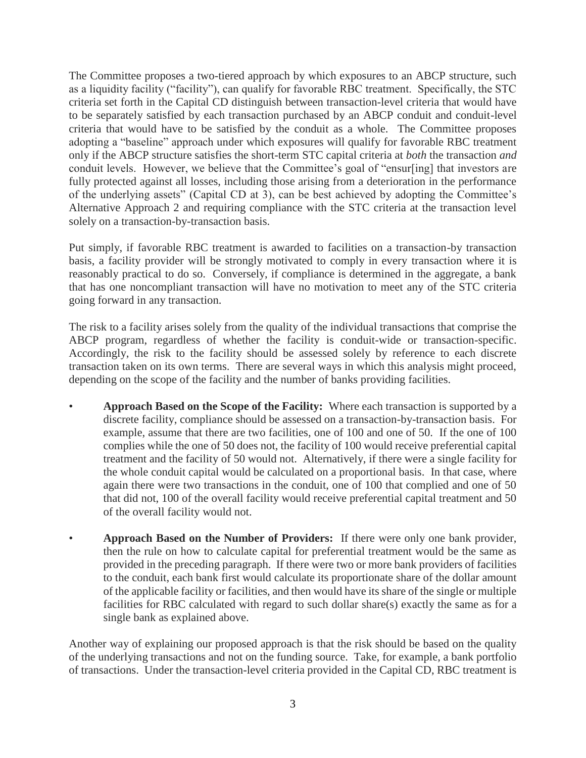The Committee proposes a two-tiered approach by which exposures to an ABCP structure, such as a liquidity facility ("facility"), can qualify for favorable RBC treatment. Specifically, the STC criteria set forth in the Capital CD distinguish between transaction-level criteria that would have to be separately satisfied by each transaction purchased by an ABCP conduit and conduit-level criteria that would have to be satisfied by the conduit as a whole. The Committee proposes adopting a "baseline" approach under which exposures will qualify for favorable RBC treatment only if the ABCP structure satisfies the short-term STC capital criteria at *both* the transaction *and* conduit levels. However, we believe that the Committee's goal of "ensur[ing] that investors are fully protected against all losses, including those arising from a deterioration in the performance of the underlying assets" (Capital CD at 3), can be best achieved by adopting the Committee's Alternative Approach 2 and requiring compliance with the STC criteria at the transaction level solely on a transaction-by-transaction basis.

Put simply, if favorable RBC treatment is awarded to facilities on a transaction-by transaction basis, a facility provider will be strongly motivated to comply in every transaction where it is reasonably practical to do so. Conversely, if compliance is determined in the aggregate, a bank that has one noncompliant transaction will have no motivation to meet any of the STC criteria going forward in any transaction.

The risk to a facility arises solely from the quality of the individual transactions that comprise the ABCP program, regardless of whether the facility is conduit-wide or transaction-specific. Accordingly, the risk to the facility should be assessed solely by reference to each discrete transaction taken on its own terms. There are several ways in which this analysis might proceed, depending on the scope of the facility and the number of banks providing facilities.

- **Approach Based on the Scope of the Facility:** Where each transaction is supported by a discrete facility, compliance should be assessed on a transaction-by-transaction basis. For example, assume that there are two facilities, one of 100 and one of 50. If the one of 100 complies while the one of 50 does not, the facility of 100 would receive preferential capital treatment and the facility of 50 would not. Alternatively, if there were a single facility for the whole conduit capital would be calculated on a proportional basis. In that case, where again there were two transactions in the conduit, one of 100 that complied and one of 50 that did not, 100 of the overall facility would receive preferential capital treatment and 50 of the overall facility would not.

- **Approach Based on the Number of Providers:** If there were only one bank provider, then the rule on how to calculate capital for preferential treatment would be the same as provided in the preceding paragraph. If there were two or more bank providers of facilities to the conduit, each bank first would calculate its proportionate share of the dollar amount of the applicable facility or facilities, and then would have its share of the single or multiple facilities for RBC calculated with regard to such dollar share(s) exactly the same as for a single bank as explained above.

Another way of explaining our proposed approach is that the risk should be based on the quality of the underlying transactions and not on the funding source. Take, for example, a bank portfolio of transactions. Under the transaction-level criteria provided in the Capital CD, RBC treatment is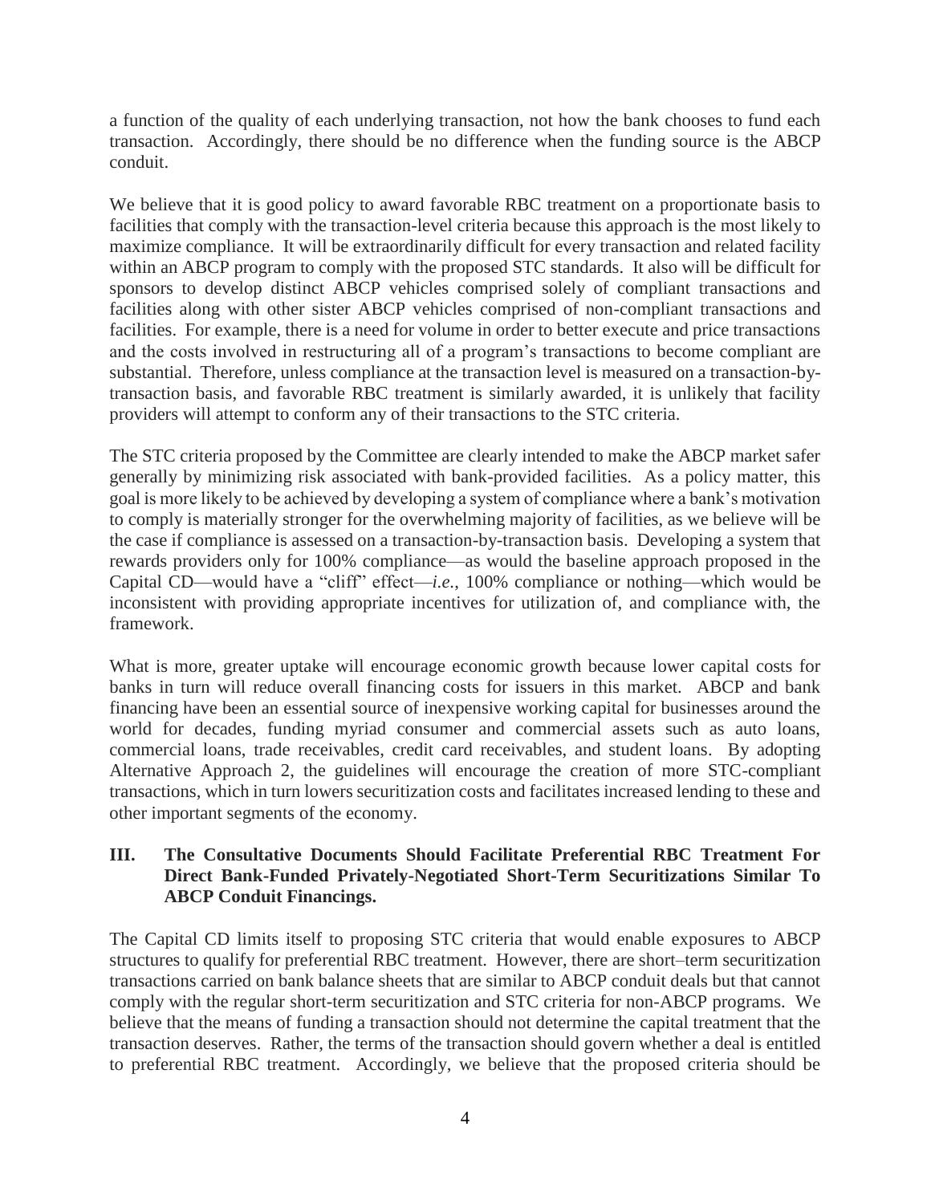a function of the quality of each underlying transaction, not how the bank chooses to fund each transaction. Accordingly, there should be no difference when the funding source is the ABCP conduit.

We believe that it is good policy to award favorable RBC treatment on a proportionate basis to facilities that comply with the transaction-level criteria because this approach is the most likely to maximize compliance. It will be extraordinarily difficult for every transaction and related facility within an ABCP program to comply with the proposed STC standards. It also will be difficult for sponsors to develop distinct ABCP vehicles comprised solely of compliant transactions and facilities along with other sister ABCP vehicles comprised of non-compliant transactions and facilities. For example, there is a need for volume in order to better execute and price transactions and the costs involved in restructuring all of a program's transactions to become compliant are substantial. Therefore, unless compliance at the transaction level is measured on a transaction-by-transaction basis, and favorable RBC treatment is similarly awarded, it is unlikely that facility providers will attempt to conform any of their transactions to the STC criteria.

The STC criteria proposed by the Committee are clearly intended to make the ABCP market safer generally by minimizing risk associated with bank-provided facilities. As a policy matter, this goal is more likely to be achieved by developing a system of compliance where a bank's motivation to comply is materially stronger for the overwhelming majority of facilities, as we believe will be the case if compliance is assessed on a transaction-by-transaction basis. Developing a system that rewards providers only for 100% compliance—as would the baseline approach proposed in the Capital CD—would have a "cliff" effect—*i.e.*, 100% compliance or nothing—which would be inconsistent with providing appropriate incentives for utilization of, and compliance with, the framework.

What is more, greater uptake will encourage economic growth because lower capital costs for banks in turn will reduce overall financing costs for issuers in this market. ABCP and bank financing have been an essential source of inexpensive working capital for businesses around the world for decades, funding myriad consumer and commercial assets such as auto loans, commercial loans, trade receivables, credit card receivables, and student loans. By adopting Alternative Approach 2, the guidelines will encourage the creation of more STC-compliant transactions, which in turn lowers securitization costs and facilitates increased lending to these and other important segments of the economy.

## III. The Consultative Documents Should Facilitate Preferential RBC Treatment For Direct Bank-Funded Privately-Negotiated Short-Term Securitizations Similar To ABCP Conduit Financings.

The Capital CD limits itself to proposing STC criteria that would enable exposures to ABCP structures to qualify for preferential RBC treatment. However, there are short–term securitization transactions carried on bank balance sheets that are similar to ABCP conduit deals but that cannot comply with the regular short-term securitization and STC criteria for non-ABCP programs. We believe that the means of funding a transaction should not determine the capital treatment that the transaction deserves. Rather, the terms of the transaction should govern whether a deal is entitled to preferential RBC treatment. Accordingly, we believe that the proposed criteria should be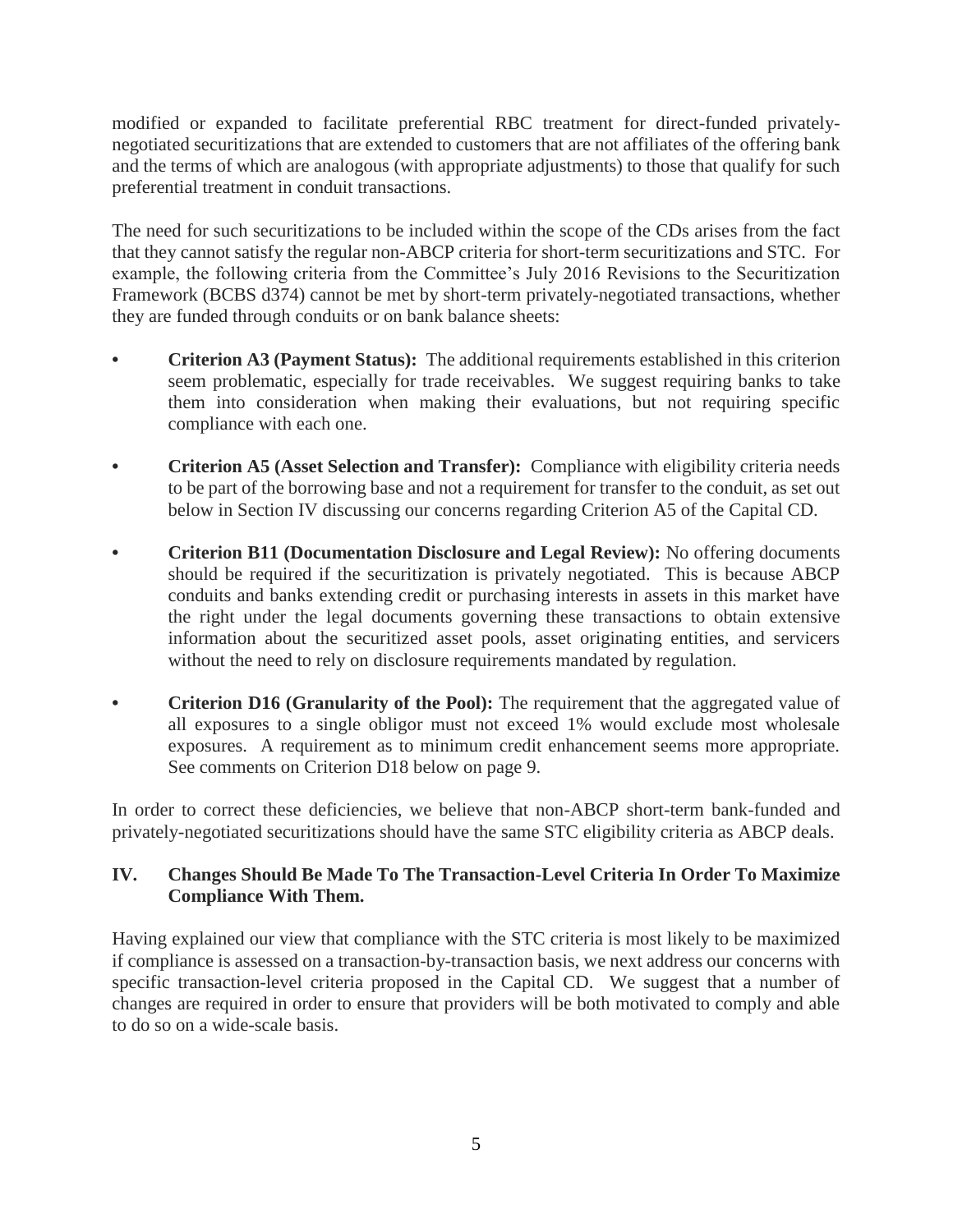modified or expanded to facilitate preferential RBC treatment for direct-funded privately-negotiated securitizations that are extended to customers that are not affiliates of the offering bank and the terms of which are analogous (with appropriate adjustments) to those that qualify for such preferential treatment in conduit transactions.

The need for such securitizations to be included within the scope of the CDs arises from the fact that they cannot satisfy the regular non-ABCP criteria for short-term securitizations and STC. For example, the following criteria from the Committee's July 2016 Revisions to the Securitization Framework (BCBS d374) cannot be met by short-term privately-negotiated transactions, whether they are funded through conduits or on bank balance sheets:

- **Criterion A3 (Payment Status):** The additional requirements established in this criterion seem problematic, especially for trade receivables. We suggest requiring banks to take them into consideration when making their evaluations, but not requiring specific compliance with each one.
- **Criterion A5 (Asset Selection and Transfer):** Compliance with eligibility criteria needs to be part of the borrowing base and not a requirement for transfer to the conduit, as set out below in Section IV discussing our concerns regarding Criterion A5 of the Capital CD.
- **Criterion B11 (Documentation Disclosure and Legal Review):** No offering documents should be required if the securitization is privately negotiated. This is because ABCP conduits and banks extending credit or purchasing interests in assets in this market have the right under the legal documents governing these transactions to obtain extensive information about the securitized asset pools, asset originating entities, and servicers without the need to rely on disclosure requirements mandated by regulation.
- **Criterion D16 (Granularity of the Pool):** The requirement that the aggregated value of all exposures to a single obligor must not exceed 1% would exclude most wholesale exposures. A requirement as to minimum credit enhancement seems more appropriate. See comments on Criterion D18 below on page 9.

In order to correct these deficiencies, we believe that non-ABCP short-term bank-funded and privately-negotiated securitizations should have the same STC eligibility criteria as ABCP deals.

## IV. Changes Should Be Made To The Transaction-Level Criteria In Order To Maximize Compliance With Them.

Having explained our view that compliance with the STC criteria is most likely to be maximized if compliance is assessed on a transaction-by-transaction basis, we next address our concerns with specific transaction-level criteria proposed in the Capital CD. We suggest that a number of changes are required in order to ensure that providers will be both motivated to comply and able to do so on a wide-scale basis.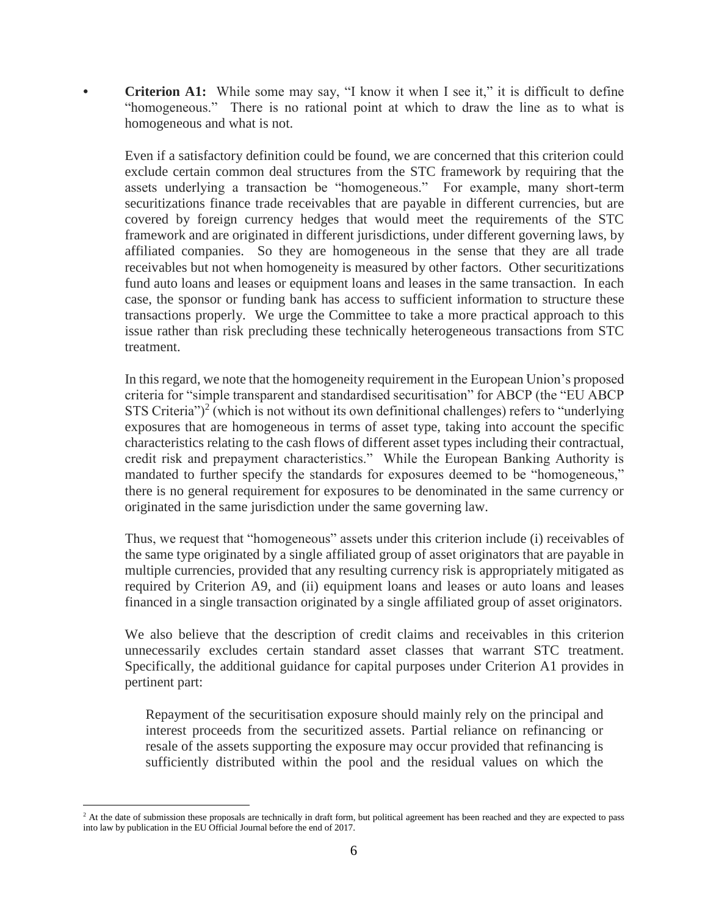- **Criterion A1:** While some may say, "I know it when I see it," it is difficult to define "homogeneous." There is no rational point at which to draw the line as to what is homogeneous and what is not.

  Even if a satisfactory definition could be found, we are concerned that this criterion could exclude certain common deal structures from the STC framework by requiring that the assets underlying a transaction be "homogeneous." For example, many short-term securitizations finance trade receivables that are payable in different currencies, but are covered by foreign currency hedges that would meet the requirements of the STC framework and are originated in different jurisdictions, under different governing laws, by affiliated companies. So they are homogeneous in the sense that they are all trade receivables but not when homogeneity is measured by other factors. Other securitizations fund auto loans and leases or equipment loans and leases in the same transaction. In each case, the sponsor or funding bank has access to sufficient information to structure these transactions properly. We urge the Committee to take a more practical approach to this issue rather than risk precluding these technically heterogeneous transactions from STC treatment.

  In this regard, we note that the homogeneity requirement in the European Union's proposed criteria for "simple transparent and standardised securitisation" for ABCP (the "EU ABCP STS Criteria")[2] (which is not without its own definitional challenges) refers to "underlying exposures that are homogeneous in terms of asset type, taking into account the specific characteristics relating to the cash flows of different asset types including their contractual, credit risk and prepayment characteristics." While the European Banking Authority is mandated to further specify the standards for exposures deemed to be "homogeneous," there is no general requirement for exposures to be denominated in the same currency or originated in the same jurisdiction under the same governing law.

  Thus, we request that "homogeneous" assets under this criterion include (i) receivables of the same type originated by a single affiliated group of asset originators that are payable in multiple currencies, provided that any resulting currency risk is appropriately mitigated as required by Criterion A9, and (ii) equipment loans and leases or auto loans and leases financed in a single transaction originated by a single affiliated group of asset originators.

  We also believe that the description of credit claims and receivables in this criterion unnecessarily excludes certain standard asset classes that warrant STC treatment. Specifically, the additional guidance for capital purposes under Criterion A1 provides in pertinent part:

  > Repayment of the securitisation exposure should mainly rely on the principal and interest proceeds from the securitized assets. Partial reliance on refinancing or resale of the assets supporting the exposure may occur provided that refinancing is sufficiently distributed within the pool and the residual values on which the

[2] At the date of submission these proposals are technically in draft form, but political agreement has been reached and they are expected to pass into law by publication in the EU Official Journal before the end of 2017.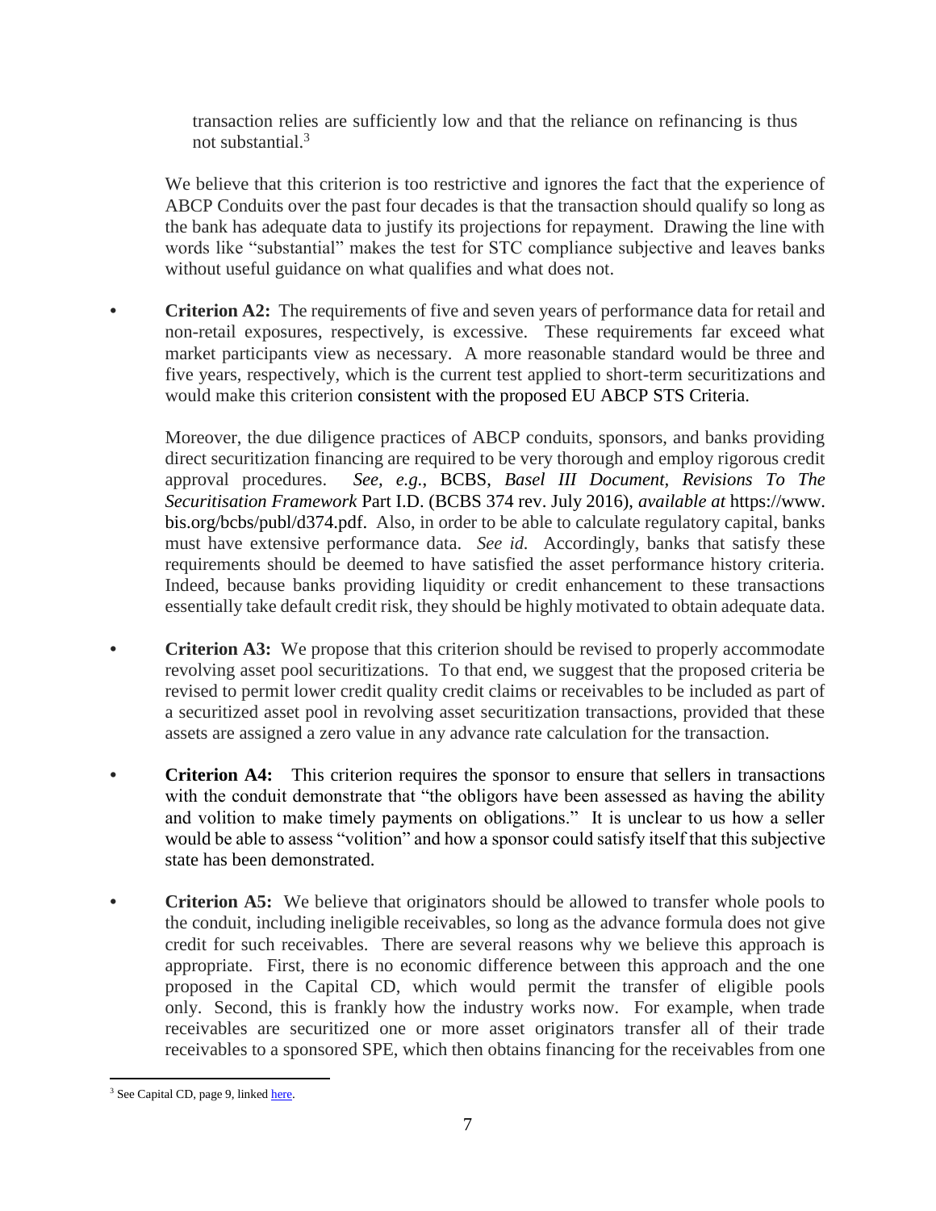transaction relies are sufficiently low and that the reliance on refinancing is thus not substantial.[3]

We believe that this criterion is too restrictive and ignores the fact that the experience of ABCP Conduits over the past four decades is that the transaction should qualify so long as the bank has adequate data to justify its projections for repayment. Drawing the line with words like "substantial" makes the test for STC compliance subjective and leaves banks without useful guidance on what qualifies and what does not.

- **Criterion A2:** The requirements of five and seven years of performance data for retail and non-retail exposures, respectively, is excessive. These requirements far exceed what market participants view as necessary. A more reasonable standard would be three and five years, respectively, which is the current test applied to short-term securitizations and would make this criterion consistent with the proposed EU ABCP STS Criteria.

  Moreover, the due diligence practices of ABCP conduits, sponsors, and banks providing direct securitization financing are required to be very thorough and employ rigorous credit approval procedures. *See, e.g.*, BCBS, *Basel III Document, Revisions To The Securitisation Framework* Part I.D. (BCBS 374 rev. July 2016), *available at* https://www.bis.org/bcbs/publ/d374.pdf. Also, in order to be able to calculate regulatory capital, banks must have extensive performance data. *See id.* Accordingly, banks that satisfy these requirements should be deemed to have satisfied the asset performance history criteria. Indeed, because banks providing liquidity or credit enhancement to these transactions essentially take default credit risk, they should be highly motivated to obtain adequate data.

- **Criterion A3:** We propose that this criterion should be revised to properly accommodate revolving asset pool securitizations. To that end, we suggest that the proposed criteria be revised to permit lower credit quality credit claims or receivables to be included as part of a securitized asset pool in revolving asset securitization transactions, provided that these assets are assigned a zero value in any advance rate calculation for the transaction.

- **Criterion A4:** This criterion requires the sponsor to ensure that sellers in transactions with the conduit demonstrate that "the obligors have been assessed as having the ability and volition to make timely payments on obligations." It is unclear to us how a seller would be able to assess "volition" and how a sponsor could satisfy itself that this subjective state has been demonstrated.

- **Criterion A5:** We believe that originators should be allowed to transfer whole pools to the conduit, including ineligible receivables, so long as the advance formula does not give credit for such receivables. There are several reasons why we believe this approach is appropriate. First, there is no economic difference between this approach and the one proposed in the Capital CD, which would permit the transfer of eligible pools only. Second, this is frankly how the industry works now. For example, when trade receivables are securitized one or more asset originators transfer all of their trade receivables to a sponsored SPE, which then obtains financing for the receivables from one

---

[3] See Capital CD, page 9, linked here.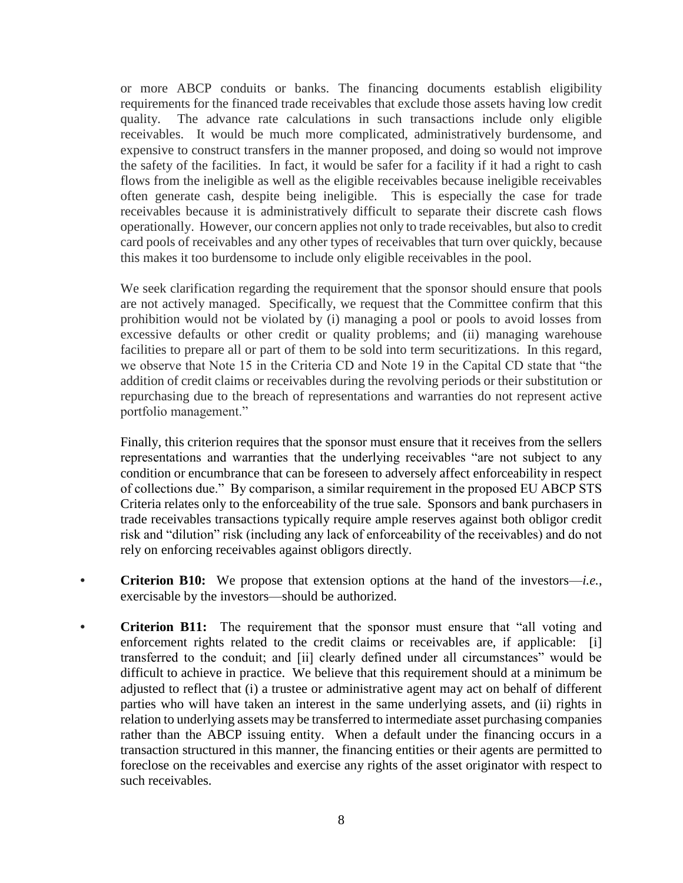or more ABCP conduits or banks. The financing documents establish eligibility requirements for the financed trade receivables that exclude those assets having low credit quality. The advance rate calculations in such transactions include only eligible receivables. It would be much more complicated, administratively burdensome, and expensive to construct transfers in the manner proposed, and doing so would not improve the safety of the facilities. In fact, it would be safer for a facility if it had a right to cash flows from the ineligible as well as the eligible receivables because ineligible receivables often generate cash, despite being ineligible. This is especially the case for trade receivables because it is administratively difficult to separate their discrete cash flows operationally. However, our concern applies not only to trade receivables, but also to credit card pools of receivables and any other types of receivables that turn over quickly, because this makes it too burdensome to include only eligible receivables in the pool.

We seek clarification regarding the requirement that the sponsor should ensure that pools are not actively managed. Specifically, we request that the Committee confirm that this prohibition would not be violated by (i) managing a pool or pools to avoid losses from excessive defaults or other credit or quality problems; and (ii) managing warehouse facilities to prepare all or part of them to be sold into term securitizations. In this regard, we observe that Note 15 in the Criteria CD and Note 19 in the Capital CD state that "the addition of credit claims or receivables during the revolving periods or their substitution or repurchasing due to the breach of representations and warranties do not represent active portfolio management."

Finally, this criterion requires that the sponsor must ensure that it receives from the sellers representations and warranties that the underlying receivables "are not subject to any condition or encumbrance that can be foreseen to adversely affect enforceability in respect of collections due." By comparison, a similar requirement in the proposed EU ABCP STS Criteria relates only to the enforceability of the true sale. Sponsors and bank purchasers in trade receivables transactions typically require ample reserves against both obligor credit risk and "dilution" risk (including any lack of enforceability of the receivables) and do not rely on enforcing receivables against obligors directly.

- **Criterion B10:** We propose that extension options at the hand of the investors—*i.e.*, exercisable by the investors—should be authorized.

- **Criterion B11:** The requirement that the sponsor must ensure that "all voting and enforcement rights related to the credit claims or receivables are, if applicable: [i] transferred to the conduit; and [ii] clearly defined under all circumstances" would be difficult to achieve in practice. We believe that this requirement should at a minimum be adjusted to reflect that (i) a trustee or administrative agent may act on behalf of different parties who will have taken an interest in the same underlying assets, and (ii) rights in relation to underlying assets may be transferred to intermediate asset purchasing companies rather than the ABCP issuing entity. When a default under the financing occurs in a transaction structured in this manner, the financing entities or their agents are permitted to foreclose on the receivables and exercise any rights of the asset originator with respect to such receivables.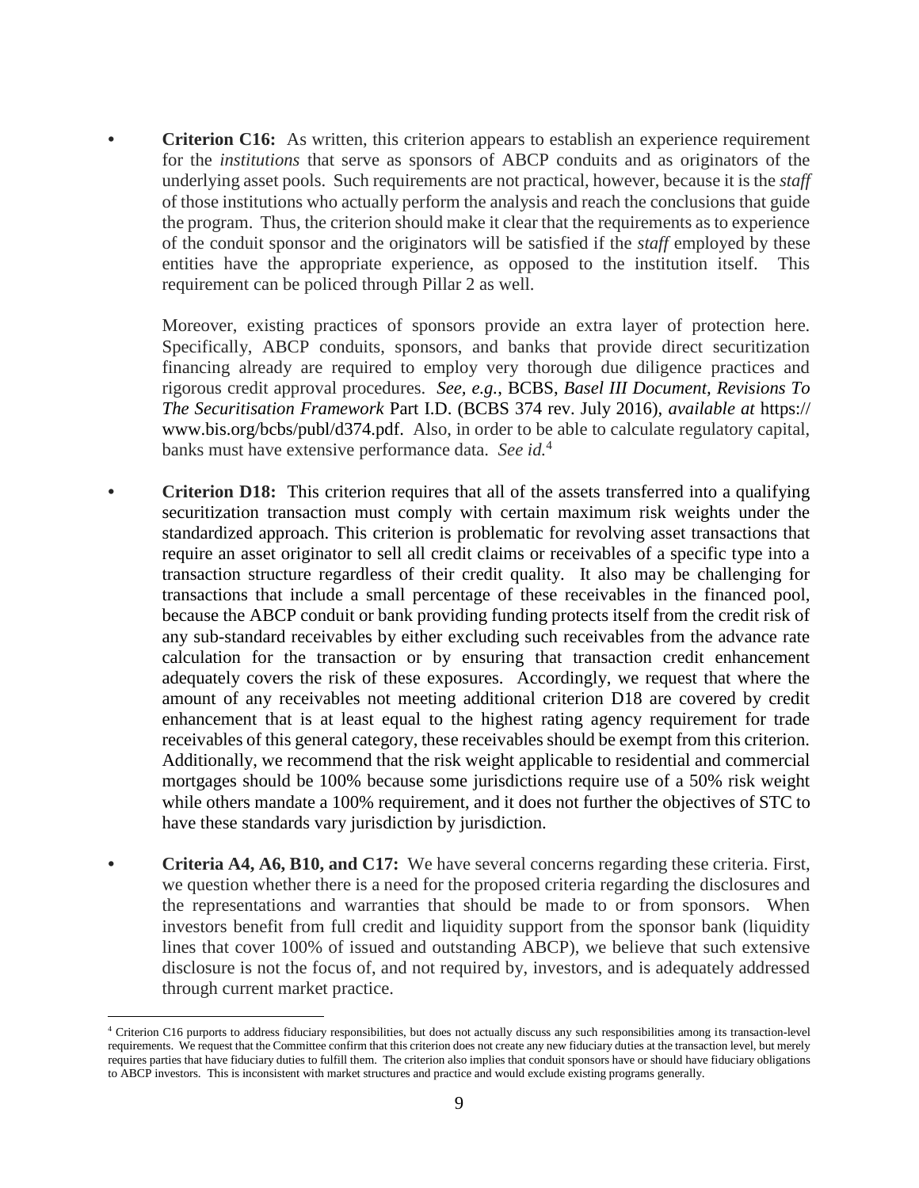- **Criterion C16:** As written, this criterion appears to establish an experience requirement for the *institutions* that serve as sponsors of ABCP conduits and as originators of the underlying asset pools. Such requirements are not practical, however, because it is the *staff* of those institutions who actually perform the analysis and reach the conclusions that guide the program. Thus, the criterion should make it clear that the requirements as to experience of the conduit sponsor and the originators will be satisfied if the *staff* employed by these entities have the appropriate experience, as opposed to the institution itself. This requirement can be policed through Pillar 2 as well.

  Moreover, existing practices of sponsors provide an extra layer of protection here. Specifically, ABCP conduits, sponsors, and banks that provide direct securitization financing already are required to employ very thorough due diligence practices and rigorous credit approval procedures. *See, e.g.*, BCBS, *Basel III Document, Revisions To The Securitisation Framework* Part I.D. (BCBS 374 rev. July 2016), *available at* https://www.bis.org/bcbs/publ/d374.pdf. Also, in order to be able to calculate regulatory capital, banks must have extensive performance data. *See id.*[4]

- **Criterion D18:** This criterion requires that all of the assets transferred into a qualifying securitization transaction must comply with certain maximum risk weights under the standardized approach. This criterion is problematic for revolving asset transactions that require an asset originator to sell all credit claims or receivables of a specific type into a transaction structure regardless of their credit quality. It also may be challenging for transactions that include a small percentage of these receivables in the financed pool, because the ABCP conduit or bank providing funding protects itself from the credit risk of any sub-standard receivables by either excluding such receivables from the advance rate calculation for the transaction or by ensuring that transaction credit enhancement adequately covers the risk of these exposures. Accordingly, we request that where the amount of any receivables not meeting additional criterion D18 are covered by credit enhancement that is at least equal to the highest rating agency requirement for trade receivables of this general category, these receivables should be exempt from this criterion. Additionally, we recommend that the risk weight applicable to residential and commercial mortgages should be 100% because some jurisdictions require use of a 50% risk weight while others mandate a 100% requirement, and it does not further the objectives of STC to have these standards vary jurisdiction by jurisdiction.

- **Criteria A4, A6, B10, and C17:** We have several concerns regarding these criteria. First, we question whether there is a need for the proposed criteria regarding the disclosures and the representations and warranties that should be made to or from sponsors. When investors benefit from full credit and liquidity support from the sponsor bank (liquidity lines that cover 100% of issued and outstanding ABCP), we believe that such extensive disclosure is not the focus of, and not required by, investors, and is adequately addressed through current market practice.

---

[4] Criterion C16 purports to address fiduciary responsibilities, but does not actually discuss any such responsibilities among its transaction-level requirements. We request that the Committee confirm that this criterion does not create any new fiduciary duties at the transaction level, but merely requires parties that have fiduciary duties to fulfill them. The criterion also implies that conduit sponsors have or should have fiduciary obligations to ABCP investors. This is inconsistent with market structures and practice and would exclude existing programs generally.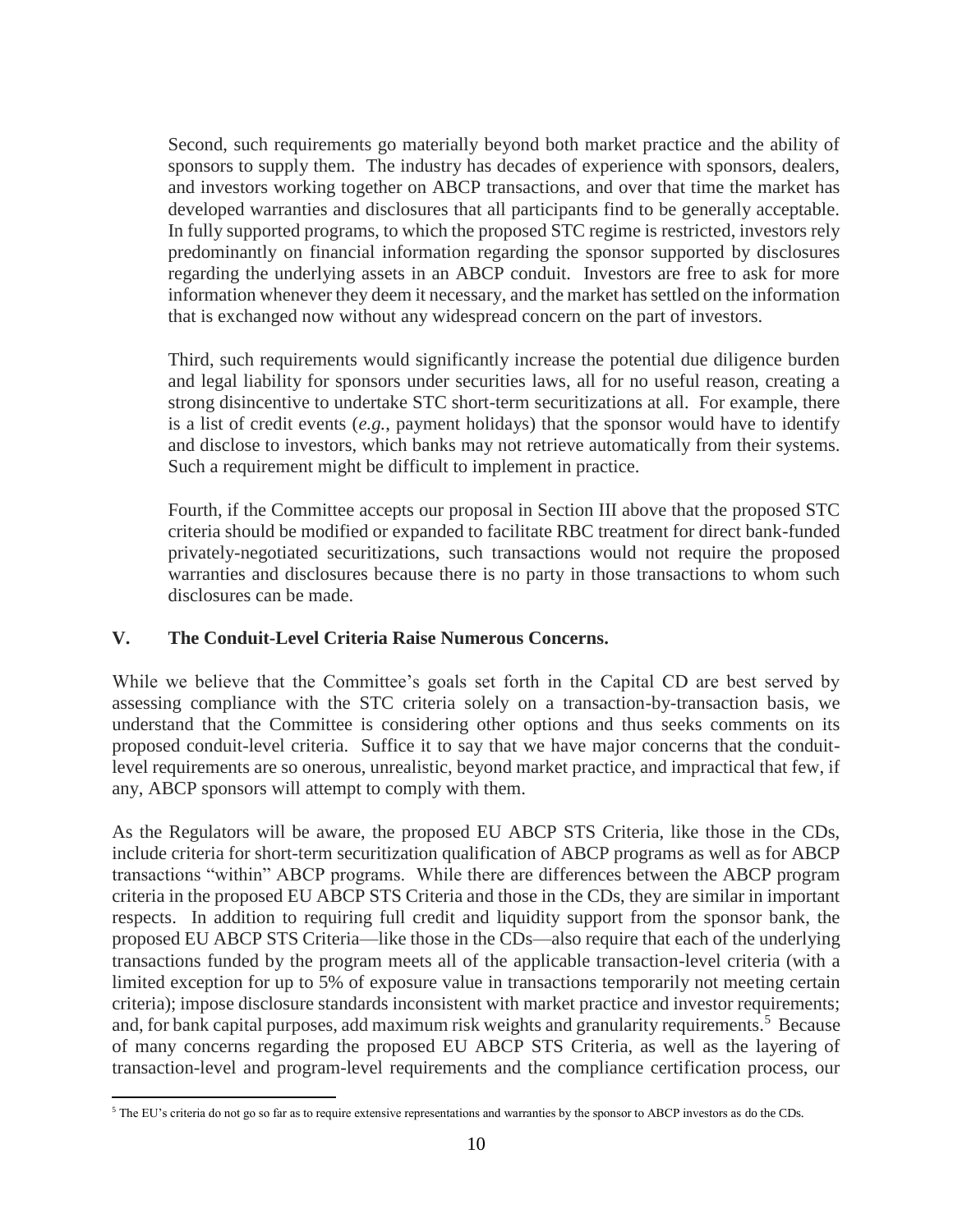Second, such requirements go materially beyond both market practice and the ability of sponsors to supply them. The industry has decades of experience with sponsors, dealers, and investors working together on ABCP transactions, and over that time the market has developed warranties and disclosures that all participants find to be generally acceptable. In fully supported programs, to which the proposed STC regime is restricted, investors rely predominantly on financial information regarding the sponsor supported by disclosures regarding the underlying assets in an ABCP conduit. Investors are free to ask for more information whenever they deem it necessary, and the market has settled on the information that is exchanged now without any widespread concern on the part of investors.

Third, such requirements would significantly increase the potential due diligence burden and legal liability for sponsors under securities laws, all for no useful reason, creating a strong disincentive to undertake STC short-term securitizations at all. For example, there is a list of credit events (*e.g.*, payment holidays) that the sponsor would have to identify and disclose to investors, which banks may not retrieve automatically from their systems. Such a requirement might be difficult to implement in practice.

Fourth, if the Committee accepts our proposal in Section III above that the proposed STC criteria should be modified or expanded to facilitate RBC treatment for direct bank-funded privately-negotiated securitizations, such transactions would not require the proposed warranties and disclosures because there is no party in those transactions to whom such disclosures can be made.

## V. The Conduit-Level Criteria Raise Numerous Concerns.

While we believe that the Committee's goals set forth in the Capital CD are best served by assessing compliance with the STC criteria solely on a transaction-by-transaction basis, we understand that the Committee is considering other options and thus seeks comments on its proposed conduit-level criteria. Suffice it to say that we have major concerns that the conduit-level requirements are so onerous, unrealistic, beyond market practice, and impractical that few, if any, ABCP sponsors will attempt to comply with them.

As the Regulators will be aware, the proposed EU ABCP STS Criteria, like those in the CDs, include criteria for short-term securitization qualification of ABCP programs as well as for ABCP transactions "within" ABCP programs. While there are differences between the ABCP program criteria in the proposed EU ABCP STS Criteria and those in the CDs, they are similar in important respects. In addition to requiring full credit and liquidity support from the sponsor bank, the proposed EU ABCP STS Criteria—like those in the CDs—also require that each of the underlying transactions funded by the program meets all of the applicable transaction-level criteria (with a limited exception for up to 5% of exposure value in transactions temporarily not meeting certain criteria); impose disclosure standards inconsistent with market practice and investor requirements; and, for bank capital purposes, add maximum risk weights and granularity requirements.[5] Because of many concerns regarding the proposed EU ABCP STS Criteria, as well as the layering of transaction-level and program-level requirements and the compliance certification process, our

[5] The EU's criteria do not go so far as to require extensive representations and warranties by the sponsor to ABCP investors as do the CDs.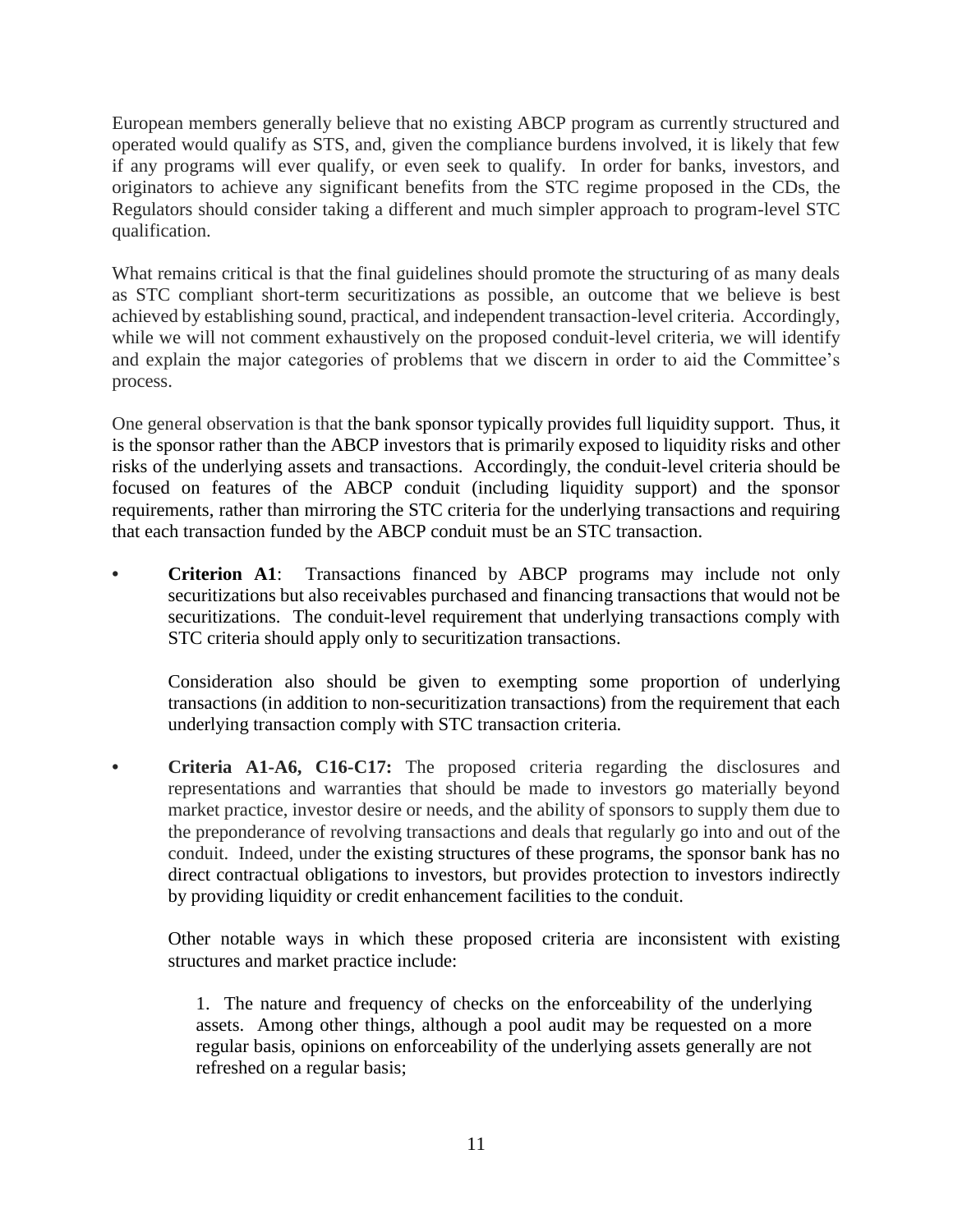European members generally believe that no existing ABCP program as currently structured and operated would qualify as STS, and, given the compliance burdens involved, it is likely that few if any programs will ever qualify, or even seek to qualify. In order for banks, investors, and originators to achieve any significant benefits from the STC regime proposed in the CDs, the Regulators should consider taking a different and much simpler approach to program-level STC qualification.

What remains critical is that the final guidelines should promote the structuring of as many deals as STC compliant short-term securitizations as possible, an outcome that we believe is best achieved by establishing sound, practical, and independent transaction-level criteria. Accordingly, while we will not comment exhaustively on the proposed conduit-level criteria, we will identify and explain the major categories of problems that we discern in order to aid the Committee's process.

One general observation is that the bank sponsor typically provides full liquidity support. Thus, it is the sponsor rather than the ABCP investors that is primarily exposed to liquidity risks and other risks of the underlying assets and transactions. Accordingly, the conduit-level criteria should be focused on features of the ABCP conduit (including liquidity support) and the sponsor requirements, rather than mirroring the STC criteria for the underlying transactions and requiring that each transaction funded by the ABCP conduit must be an STC transaction.

- **Criterion A1**: Transactions financed by ABCP programs may include not only securitizations but also receivables purchased and financing transactions that would not be securitizations. The conduit-level requirement that underlying transactions comply with STC criteria should apply only to securitization transactions.

  Consideration also should be given to exempting some proportion of underlying transactions (in addition to non-securitization transactions) from the requirement that each underlying transaction comply with STC transaction criteria.

- **Criteria A1-A6, C16-C17:** The proposed criteria regarding the disclosures and representations and warranties that should be made to investors go materially beyond market practice, investor desire or needs, and the ability of sponsors to supply them due to the preponderance of revolving transactions and deals that regularly go into and out of the conduit. Indeed, under the existing structures of these programs, the sponsor bank has no direct contractual obligations to investors, but provides protection to investors indirectly by providing liquidity or credit enhancement facilities to the conduit.

  Other notable ways in which these proposed criteria are inconsistent with existing structures and market practice include:

  1. The nature and frequency of checks on the enforceability of the underlying assets. Among other things, although a pool audit may be requested on a more regular basis, opinions on enforceability of the underlying assets generally are not refreshed on a regular basis;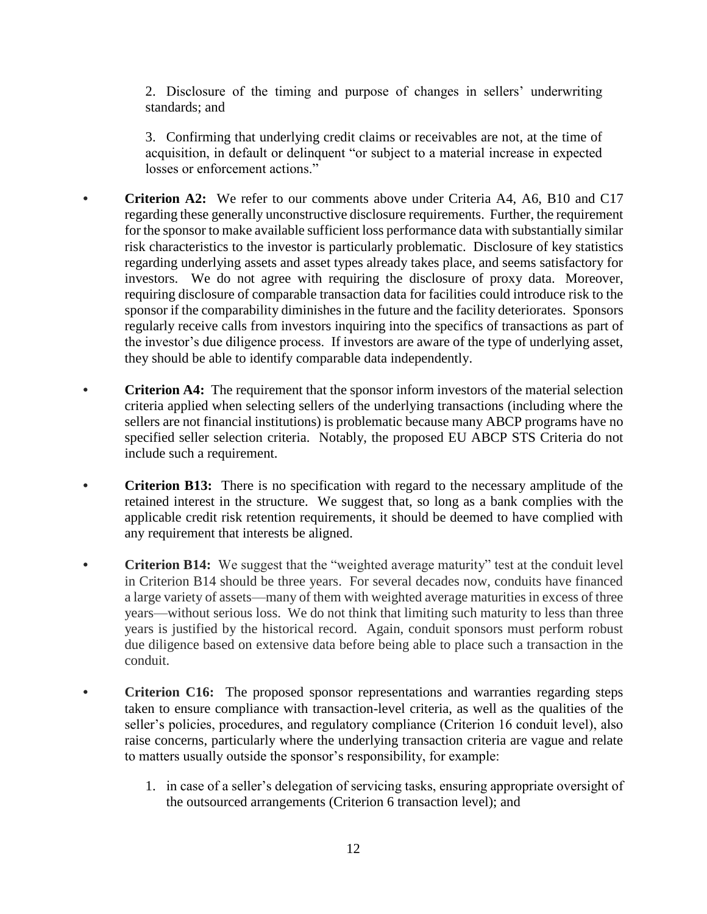2. Disclosure of the timing and purpose of changes in sellers' underwriting standards; and

3. Confirming that underlying credit claims or receivables are not, at the time of acquisition, in default or delinquent "or subject to a material increase in expected losses or enforcement actions."

- **Criterion A2:** We refer to our comments above under Criteria A4, A6, B10 and C17 regarding these generally unconstructive disclosure requirements. Further, the requirement for the sponsor to make available sufficient loss performance data with substantially similar risk characteristics to the investor is particularly problematic. Disclosure of key statistics regarding underlying assets and asset types already takes place, and seems satisfactory for investors. We do not agree with requiring the disclosure of proxy data. Moreover, requiring disclosure of comparable transaction data for facilities could introduce risk to the sponsor if the comparability diminishes in the future and the facility deteriorates. Sponsors regularly receive calls from investors inquiring into the specifics of transactions as part of the investor's due diligence process. If investors are aware of the type of underlying asset, they should be able to identify comparable data independently.

- **Criterion A4:** The requirement that the sponsor inform investors of the material selection criteria applied when selecting sellers of the underlying transactions (including where the sellers are not financial institutions) is problematic because many ABCP programs have no specified seller selection criteria. Notably, the proposed EU ABCP STS Criteria do not include such a requirement.

- **Criterion B13:** There is no specification with regard to the necessary amplitude of the retained interest in the structure. We suggest that, so long as a bank complies with the applicable credit risk retention requirements, it should be deemed to have complied with any requirement that interests be aligned.

- **Criterion B14:** We suggest that the "weighted average maturity" test at the conduit level in Criterion B14 should be three years. For several decades now, conduits have financed a large variety of assets—many of them with weighted average maturities in excess of three years—without serious loss. We do not think that limiting such maturity to less than three years is justified by the historical record. Again, conduit sponsors must perform robust due diligence based on extensive data before being able to place such a transaction in the conduit.

- **Criterion C16:** The proposed sponsor representations and warranties regarding steps taken to ensure compliance with transaction-level criteria, as well as the qualities of the seller's policies, procedures, and regulatory compliance (Criterion 16 conduit level), also raise concerns, particularly where the underlying transaction criteria are vague and relate to matters usually outside the sponsor's responsibility, for example:

    1. in case of a seller's delegation of servicing tasks, ensuring appropriate oversight of the outsourced arrangements (Criterion 6 transaction level); and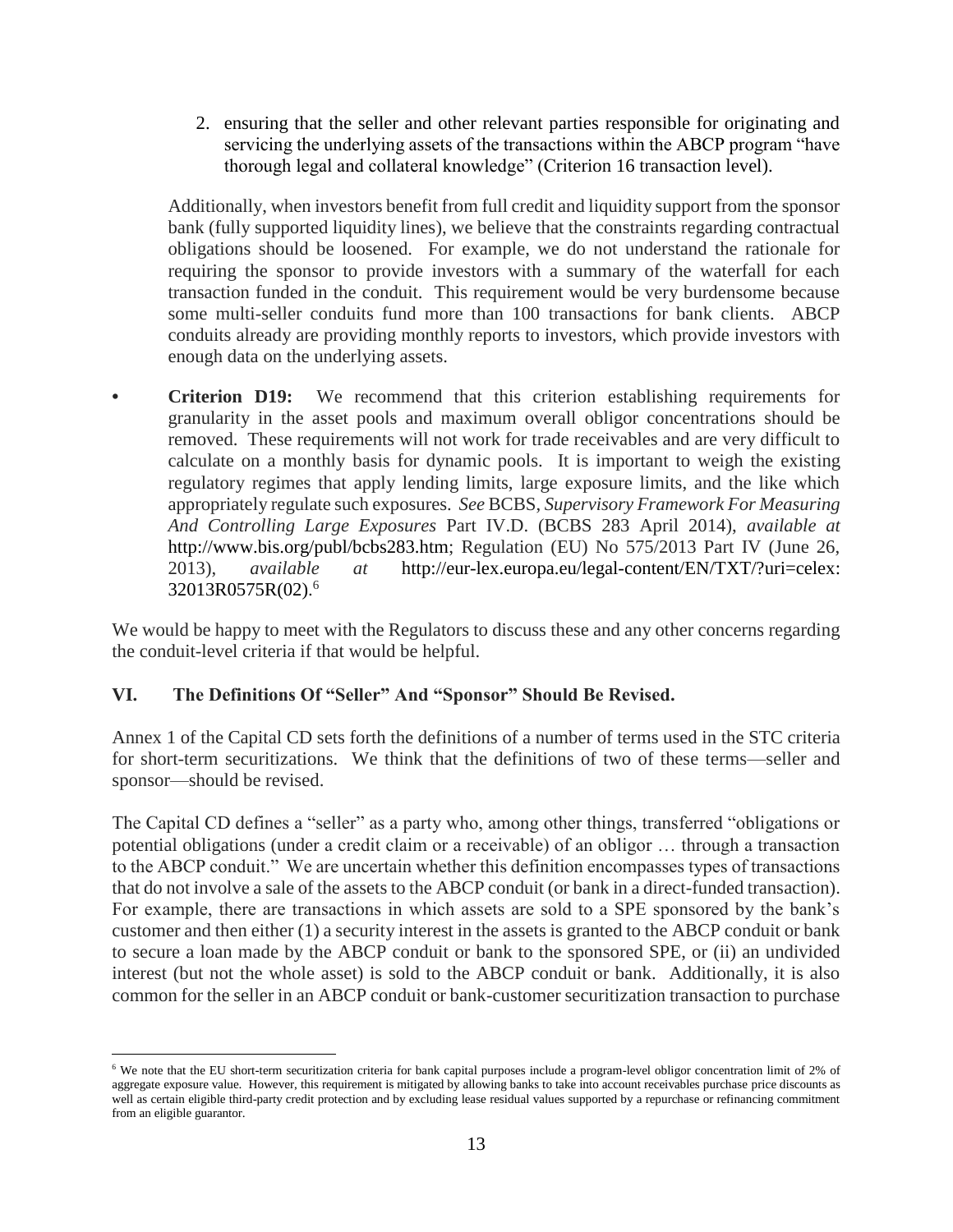2. ensuring that the seller and other relevant parties responsible for originating and servicing the underlying assets of the transactions within the ABCP program "have thorough legal and collateral knowledge" (Criterion 16 transaction level).

Additionally, when investors benefit from full credit and liquidity support from the sponsor bank (fully supported liquidity lines), we believe that the constraints regarding contractual obligations should be loosened. For example, we do not understand the rationale for requiring the sponsor to provide investors with a summary of the waterfall for each transaction funded in the conduit. This requirement would be very burdensome because some multi-seller conduits fund more than 100 transactions for bank clients. ABCP conduits already are providing monthly reports to investors, which provide investors with enough data on the underlying assets.

- **Criterion D19:** We recommend that this criterion establishing requirements for granularity in the asset pools and maximum overall obligor concentrations should be removed. These requirements will not work for trade receivables and are very difficult to calculate on a monthly basis for dynamic pools. It is important to weigh the existing regulatory regimes that apply lending limits, large exposure limits, and the like which appropriately regulate such exposures. *See* BCBS, *Supervisory Framework For Measuring And Controlling Large Exposures* Part IV.D. (BCBS 283 April 2014), *available at* http://www.bis.org/publ/bcbs283.htm; Regulation (EU) No 575/2013 Part IV (June 26, 2013), *available at* http://eur-lex.europa.eu/legal-content/EN/TXT/?uri=celex:32013R0575R(02).[6]

We would be happy to meet with the Regulators to discuss these and any other concerns regarding the conduit-level criteria if that would be helpful.

## VI. The Definitions Of "Seller" And "Sponsor" Should Be Revised.

Annex 1 of the Capital CD sets forth the definitions of a number of terms used in the STC criteria for short-term securitizations. We think that the definitions of two of these terms—seller and sponsor—should be revised.

The Capital CD defines a "seller" as a party who, among other things, transferred "obligations or potential obligations (under a credit claim or a receivable) of an obligor … through a transaction to the ABCP conduit." We are uncertain whether this definition encompasses types of transactions that do not involve a sale of the assets to the ABCP conduit (or bank in a direct-funded transaction). For example, there are transactions in which assets are sold to a SPE sponsored by the bank's customer and then either (1) a security interest in the assets is granted to the ABCP conduit or bank to secure a loan made by the ABCP conduit or bank to the sponsored SPE, or (ii) an undivided interest (but not the whole asset) is sold to the ABCP conduit or bank. Additionally, it is also common for the seller in an ABCP conduit or bank-customer securitization transaction to purchase

[6] We note that the EU short-term securitization criteria for bank capital purposes include a program-level obligor concentration limit of 2% of aggregate exposure value. However, this requirement is mitigated by allowing banks to take into account receivables purchase price discounts as well as certain eligible third-party credit protection and by excluding lease residual values supported by a repurchase or refinancing commitment from an eligible guarantor.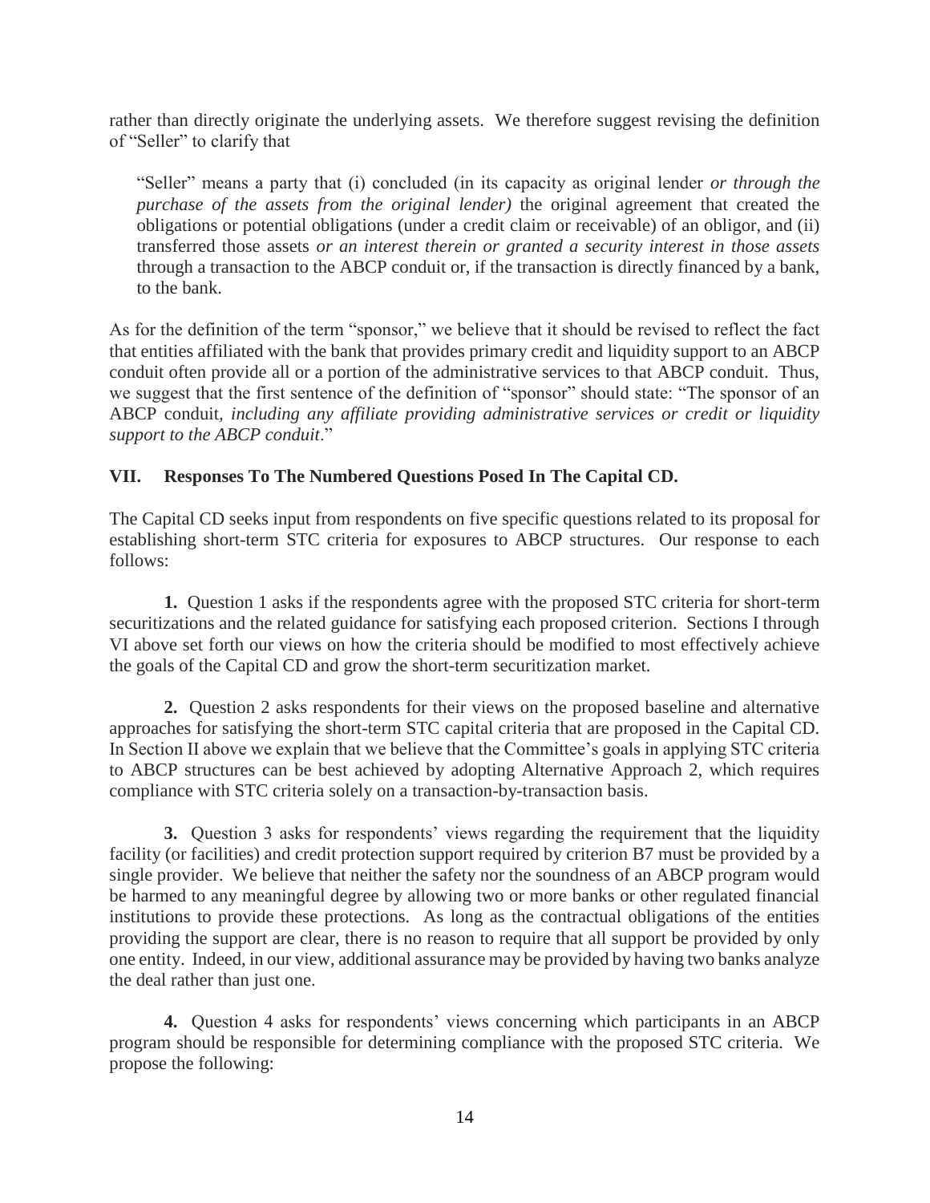rather than directly originate the underlying assets. We therefore suggest revising the definition of "Seller" to clarify that

> "Seller" means a party that (i) concluded (in its capacity as original lender *or through the purchase of the assets from the original lender)* the original agreement that created the obligations or potential obligations (under a credit claim or receivable) of an obligor, and (ii) transferred those assets *or an interest therein or granted a security interest in those assets* through a transaction to the ABCP conduit or, if the transaction is directly financed by a bank, to the bank.

As for the definition of the term "sponsor," we believe that it should be revised to reflect the fact that entities affiliated with the bank that provides primary credit and liquidity support to an ABCP conduit often provide all or a portion of the administrative services to that ABCP conduit. Thus, we suggest that the first sentence of the definition of "sponsor" should state: "The sponsor of an ABCP conduit*, including any affiliate providing administrative services or credit or liquidity support to the ABCP conduit*."

## VII. Responses To The Numbered Questions Posed In The Capital CD.

The Capital CD seeks input from respondents on five specific questions related to its proposal for establishing short-term STC criteria for exposures to ABCP structures. Our response to each follows:

**1.** Question 1 asks if the respondents agree with the proposed STC criteria for short-term securitizations and the related guidance for satisfying each proposed criterion. Sections I through VI above set forth our views on how the criteria should be modified to most effectively achieve the goals of the Capital CD and grow the short-term securitization market.

**2.** Question 2 asks respondents for their views on the proposed baseline and alternative approaches for satisfying the short-term STC capital criteria that are proposed in the Capital CD. In Section II above we explain that we believe that the Committee's goals in applying STC criteria to ABCP structures can be best achieved by adopting Alternative Approach 2, which requires compliance with STC criteria solely on a transaction-by-transaction basis.

**3.** Question 3 asks for respondents' views regarding the requirement that the liquidity facility (or facilities) and credit protection support required by criterion B7 must be provided by a single provider. We believe that neither the safety nor the soundness of an ABCP program would be harmed to any meaningful degree by allowing two or more banks or other regulated financial institutions to provide these protections. As long as the contractual obligations of the entities providing the support are clear, there is no reason to require that all support be provided by only one entity. Indeed, in our view, additional assurance may be provided by having two banks analyze the deal rather than just one.

**4.** Question 4 asks for respondents' views concerning which participants in an ABCP program should be responsible for determining compliance with the proposed STC criteria. We propose the following: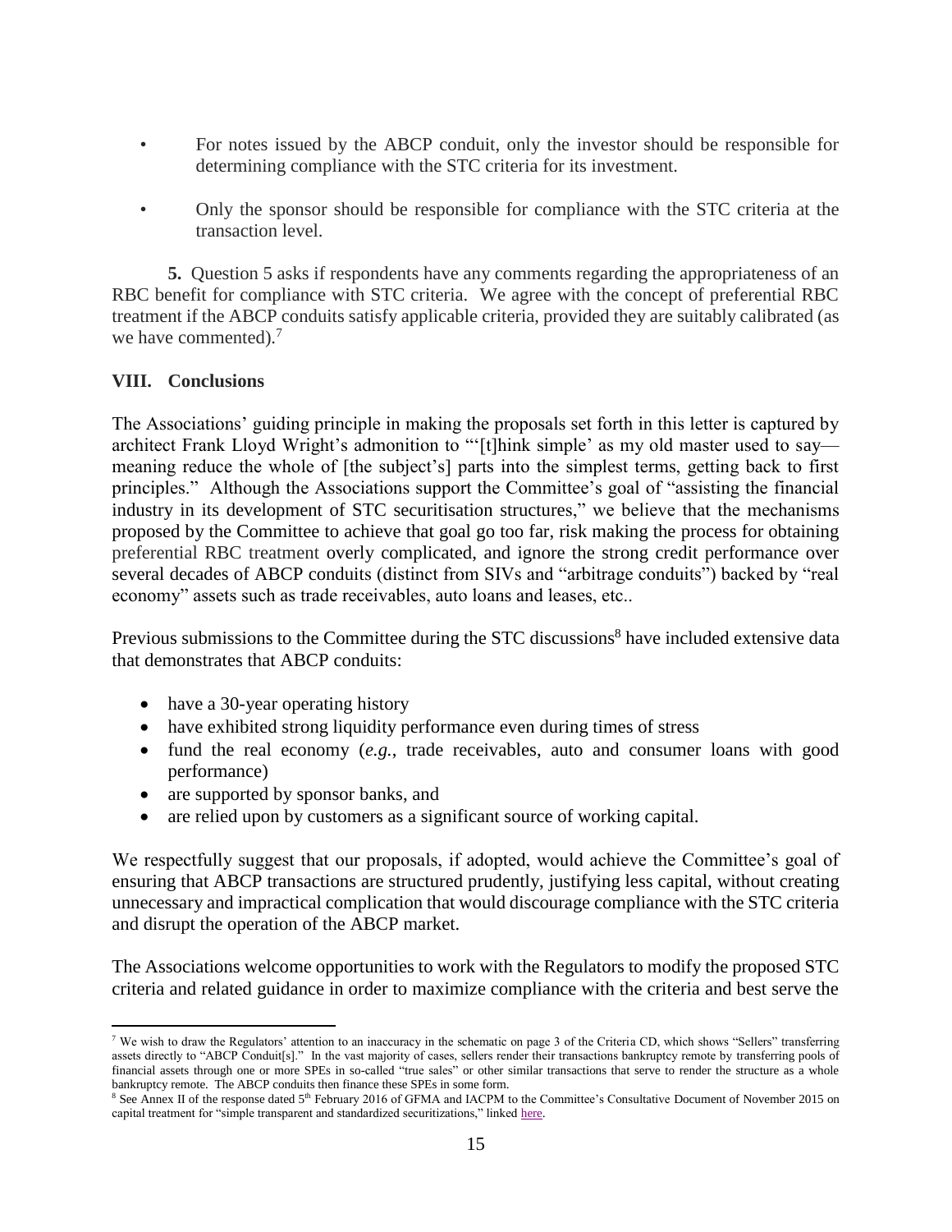- For notes issued by the ABCP conduit, only the investor should be responsible for determining compliance with the STC criteria for its investment.

- Only the sponsor should be responsible for compliance with the STC criteria at the transaction level.

**5.** Question 5 asks if respondents have any comments regarding the appropriateness of an RBC benefit for compliance with STC criteria. We agree with the concept of preferential RBC treatment if the ABCP conduits satisfy applicable criteria, provided they are suitably calibrated (as we have commented).[7]

## VIII. Conclusions

The Associations' guiding principle in making the proposals set forth in this letter is captured by architect Frank Lloyd Wright's admonition to "'[t]hink simple' as my old master used to say—meaning reduce the whole of [the subject's] parts into the simplest terms, getting back to first principles." Although the Associations support the Committee's goal of "assisting the financial industry in its development of STC securitisation structures," we believe that the mechanisms proposed by the Committee to achieve that goal go too far, risk making the process for obtaining preferential RBC treatment overly complicated, and ignore the strong credit performance over several decades of ABCP conduits (distinct from SIVs and "arbitrage conduits") backed by "real economy" assets such as trade receivables, auto loans and leases, etc..

Previous submissions to the Committee during the STC discussions[8] have included extensive data that demonstrates that ABCP conduits:

- have a 30-year operating history
- have exhibited strong liquidity performance even during times of stress
- fund the real economy (*e.g.*, trade receivables, auto and consumer loans with good performance)
- are supported by sponsor banks, and
- are relied upon by customers as a significant source of working capital.

We respectfully suggest that our proposals, if adopted, would achieve the Committee's goal of ensuring that ABCP transactions are structured prudently, justifying less capital, without creating unnecessary and impractical complication that would discourage compliance with the STC criteria and disrupt the operation of the ABCP market.

The Associations welcome opportunities to work with the Regulators to modify the proposed STC criteria and related guidance in order to maximize compliance with the criteria and best serve the

---

[7] We wish to draw the Regulators' attention to an inaccuracy in the schematic on page 3 of the Criteria CD, which shows "Sellers" transferring assets directly to "ABCP Conduit[s]." In the vast majority of cases, sellers render their transactions bankruptcy remote by transferring pools of financial assets through one or more SPEs in so-called "true sales" or other similar transactions that serve to render the structure as a whole bankruptcy remote. The ABCP conduits then finance these SPEs in some form.

[8] See Annex II of the response dated 5th February 2016 of GFMA and IACPM to the Committee's Consultative Document of November 2015 on capital treatment for "simple transparent and standardized securitizations," linked here.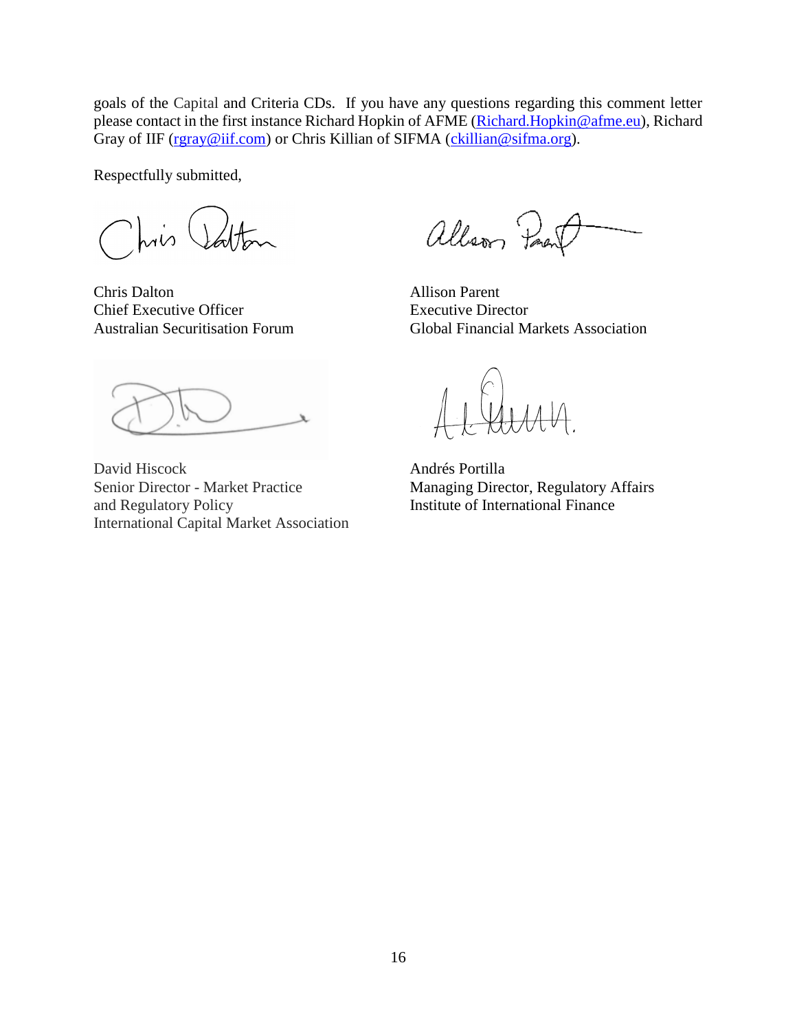goals of the Capital and Criteria CDs. If you have any questions regarding this comment letter please contact in the first instance Richard Hopkin of AFME (Richard.Hopkin@afme.eu), Richard Gray of IIF (rgray@iif.com) or Chris Killian of SIFMA (ckillian@sifma.org).

Respectfully submitted,

Chris Dalton
Chief Executive Officer
Australian Securitisation Forum

Allison Parent
Executive Director
Global Financial Markets Association

David Hiscock
Senior Director - Market Practice and Regulatory Policy
International Capital Market Association

Andrés Portilla
Managing Director, Regulatory Affairs
Institute of International Finance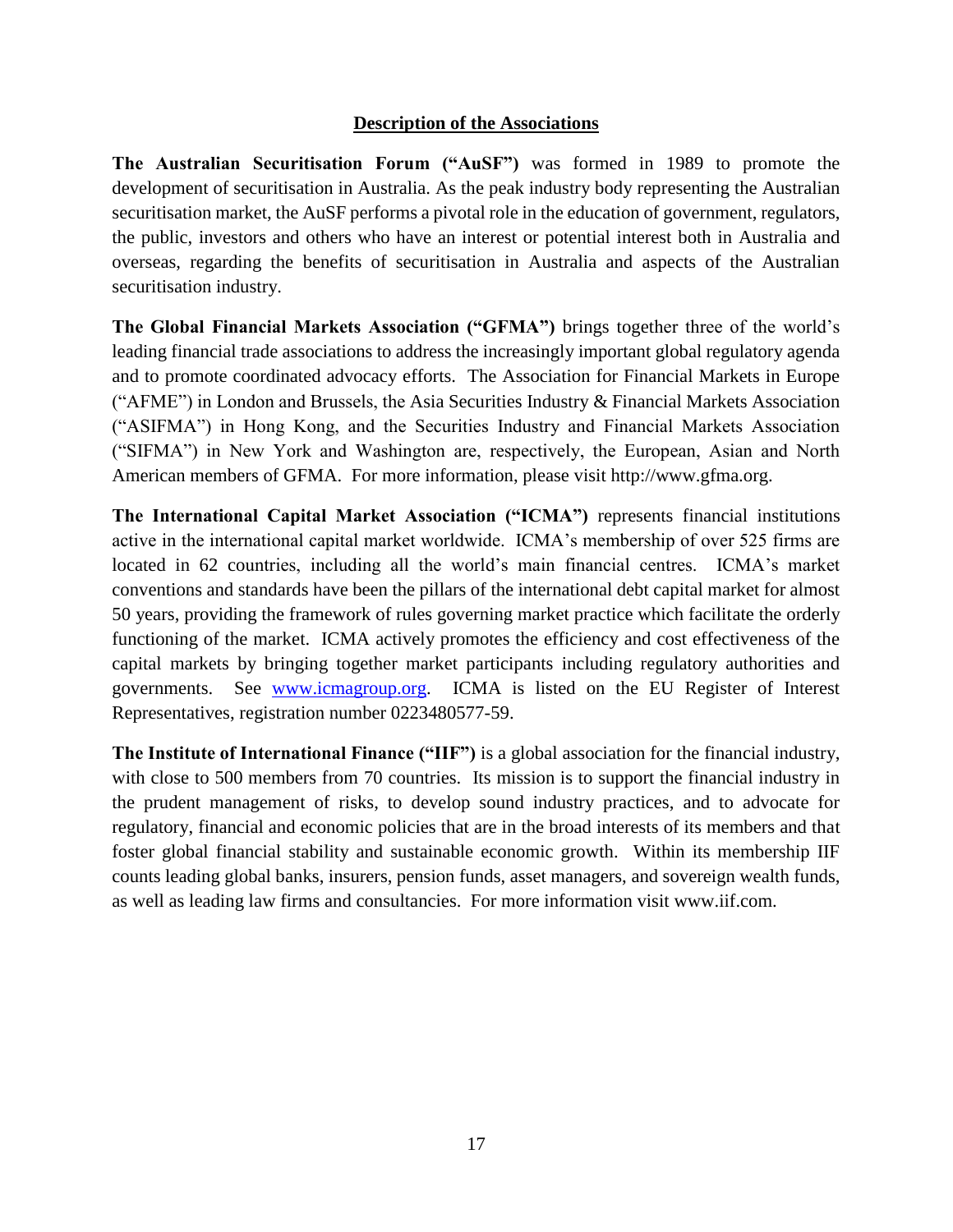## Description of the Associations

**The Australian Securitisation Forum ("AuSF")** was formed in 1989 to promote the development of securitisation in Australia. As the peak industry body representing the Australian securitisation market, the AuSF performs a pivotal role in the education of government, regulators, the public, investors and others who have an interest or potential interest both in Australia and overseas, regarding the benefits of securitisation in Australia and aspects of the Australian securitisation industry.

**The Global Financial Markets Association ("GFMA")** brings together three of the world's leading financial trade associations to address the increasingly important global regulatory agenda and to promote coordinated advocacy efforts. The Association for Financial Markets in Europe ("AFME") in London and Brussels, the Asia Securities Industry & Financial Markets Association ("ASIFMA") in Hong Kong, and the Securities Industry and Financial Markets Association ("SIFMA") in New York and Washington are, respectively, the European, Asian and North American members of GFMA. For more information, please visit http://www.gfma.org.

**The International Capital Market Association ("ICMA")** represents financial institutions active in the international capital market worldwide. ICMA's membership of over 525 firms are located in 62 countries, including all the world's main financial centres. ICMA's market conventions and standards have been the pillars of the international debt capital market for almost 50 years, providing the framework of rules governing market practice which facilitate the orderly functioning of the market. ICMA actively promotes the efficiency and cost effectiveness of the capital markets by bringing together market participants including regulatory authorities and governments. See [www.icmagroup.org](http://www.icmagroup.org). ICMA is listed on the EU Register of Interest Representatives, registration number 0223480577-59.

**The Institute of International Finance ("IIF")** is a global association for the financial industry, with close to 500 members from 70 countries. Its mission is to support the financial industry in the prudent management of risks, to develop sound industry practices, and to advocate for regulatory, financial and economic policies that are in the broad interests of its members and that foster global financial stability and sustainable economic growth. Within its membership IIF counts leading global banks, insurers, pension funds, asset managers, and sovereign wealth funds, as well as leading law firms and consultancies. For more information visit www.iif.com.